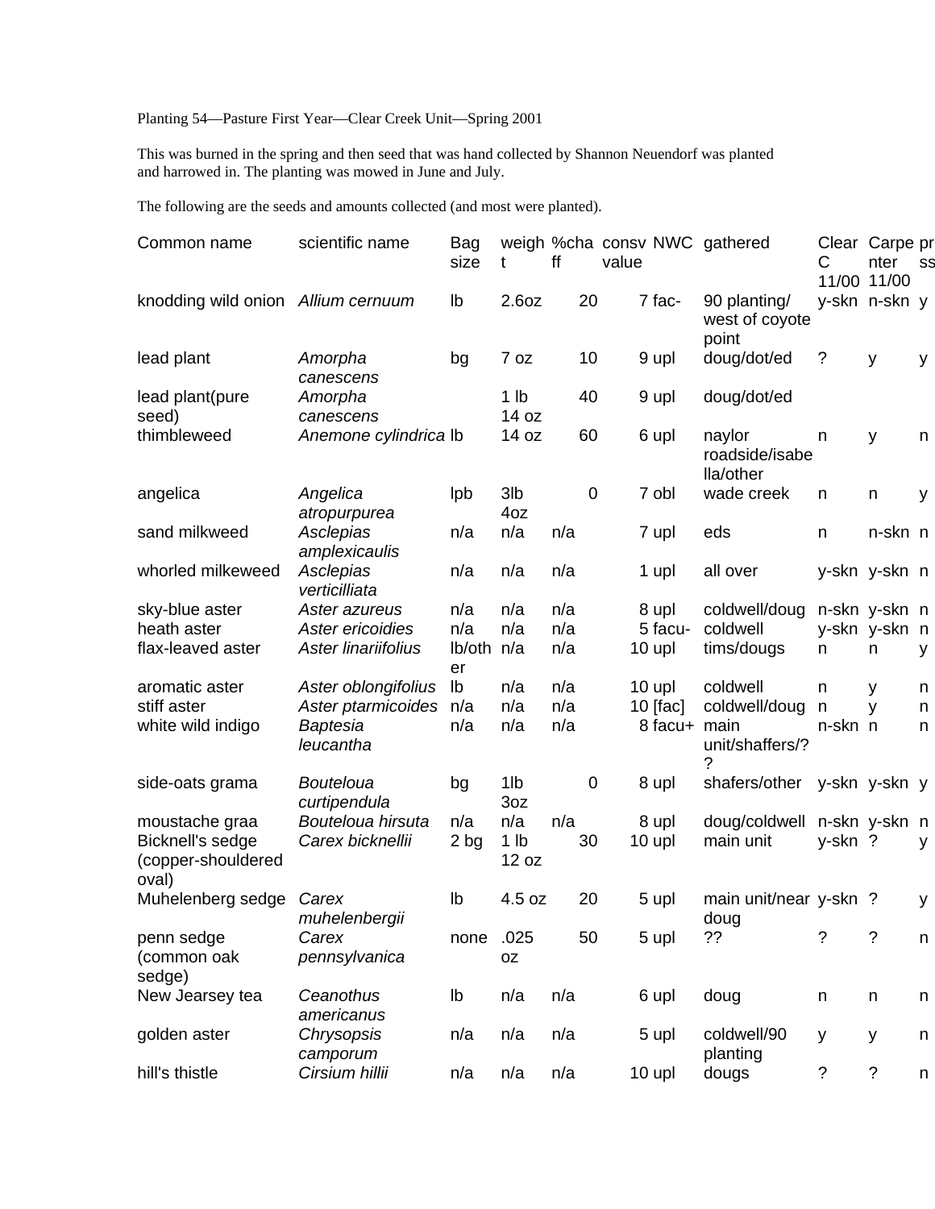Planting 54—Pasture First Year—Clear Creek Unit—Spring 2001

This was burned in the spring and then seed that was hand collected by Shannon Neuendorf was planted and harrowed in. The planting was mowed in June and July.

The following are the seeds and amounts collected (and most were planted).

| Common name | scientific name | Bag size | weight | %chaff | consv value | NWC | gathered | Clear C 11/00 | Carpenter 11/00 | pr ss |
|---|---|---|---|---|---|---|---|---|---|---|
| knodding wild onion | *Allium cernuum* | lb | 2.6oz | 20 | 7 | fac- | 90 planting/ west of coyote point | y-skn | n-skn | y |
| lead plant | *Amorpha canescens* | bg | 7 oz | 10 | 9 | upl | doug/dot/ed | ? | y | y |
| lead plant(pure seed) | *Amorpha canescens* | | 1 lb 14 oz | 40 | 9 | upl | doug/dot/ed | | | |
| thimbleweed | *Anemone cylindrica* | lb | 14 oz | 60 | 6 | upl | naylor roadside/isabella/other | n | y | n |
| angelica | *Angelica atropurpurea* | lpb | 3lb 4oz | 0 | 7 | obl | wade creek | n | n | y |
| sand milkweed | *Asclepias amplexicaulis* | n/a | n/a | n/a | 7 | upl | eds | n | n-skn | n |
| whorled milkeweed | *Asclepias verticilliata* | n/a | n/a | n/a | 1 | upl | all over | y-skn | y-skn | n |
| sky-blue aster | *Aster azureus* | n/a | n/a | n/a | 8 | upl | coldwell/doug | n-skn | y-skn | n |
| heath aster | *Aster ericoidies* | n/a | n/a | n/a | 5 | facu- | coldwell | y-skn | y-skn | n |
| flax-leaved aster | *Aster linariifolius* | lb/other | n/a | n/a | 10 | upl | tims/dougs | n | n | y |
| aromatic aster | *Aster oblongifolius* | lb | n/a | n/a | 10 | upl | coldwell | n | y | n |
| stiff aster | *Aster ptarmicoides* | n/a | n/a | n/a | 10 | [fac] | coldwell/doug | n | y | n |
| white wild indigo | *Baptesia leucantha* | n/a | n/a | n/a | 8 | facu+ | main unit/shaffers/?? | n-skn | n | n |
| side-oats grama | *Bouteloua curtipendula* | bg | 1lb 3oz | 0 | 8 | upl | shafers/other | y-skn | y-skn | y |
| moustache graa | *Bouteloua hirsuta* | n/a | n/a | n/a | 8 | upl | doug/coldwell | n-skn | y-skn | n |
| Bicknell's sedge (copper-shouldered oval) | *Carex bicknellii* | 2 bg | 1 lb 12 oz | 30 | 10 | upl | main unit | y-skn | ? | y |
| Muhelenberg sedge | *Carex muhelenbergii* | lb | 4.5 oz | 20 | 5 | upl | main unit/near doug | y-skn | ? | y |
| penn sedge (common oak sedge) | *Carex pennsylvanica* | none | .025 oz | 50 | 5 | upl | ?? | ? | ? | n |
| New Jearsey tea | *Ceanothus americanus* | lb | n/a | n/a | 6 | upl | doug | n | n | n |
| golden aster | *Chrysopsis camporum* | n/a | n/a | n/a | 5 | upl | coldwell/90 planting | y | y | n |
| hill's thistle | *Cirsium hillii* | n/a | n/a | n/a | 10 | upl | dougs | ? | ? | n |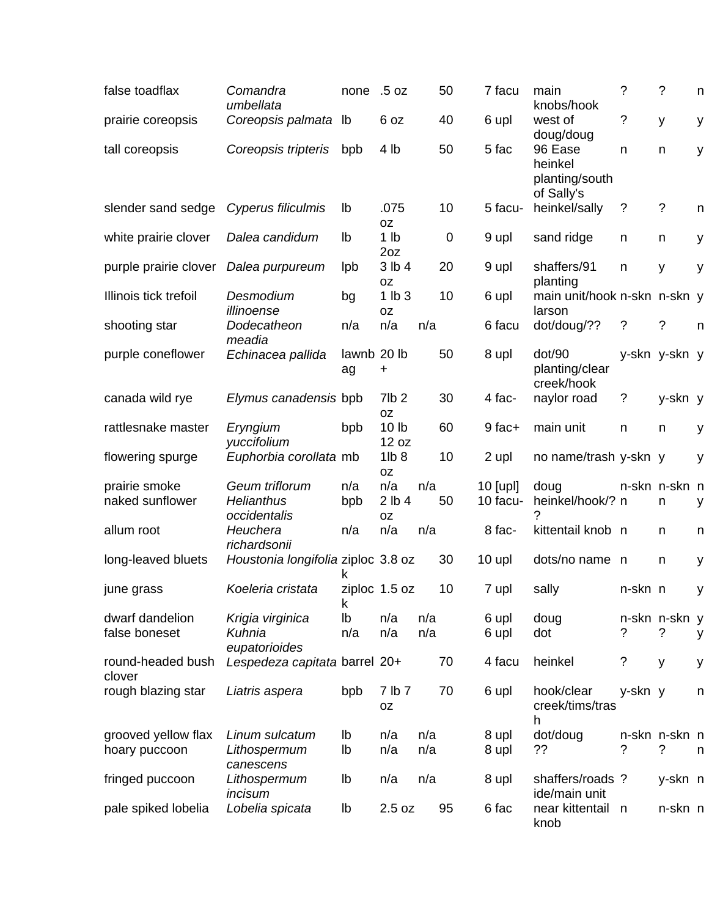| | | | | | | | | | |
|---|---|---|---|---|---|---|---|---|---|
| false toadflax | *Comandra umbellata* | none | .5 oz | 50 | 7 facu | main knobs/hook | ? | ? | n |
| prairie coreopsis | *Coreopsis palmata* | lb | 6 oz | 40 | 6 upl | west of doug/doug | ? | y | y |
| tall coreopsis | *Coreopsis tripteris* | bpb | 4 lb | 50 | 5 fac | 96 Ease heinkel planting/south of Sally's | n | n | y |
| slender sand sedge | *Cyperus filiculmis* | lb | .075 oz | 10 | 5 facu- | heinkel/sally | ? | ? | n |
| white prairie clover | *Dalea candidum* | lb | 1 lb 2oz | 0 | 9 upl | sand ridge | n | n | y |
| purple prairie clover | *Dalea purpureum* | lpb | 3 lb 4 oz | 20 | 9 upl | shaffers/91 planting | n | y | y |
| Illinois tick trefoil | *Desmodium illinoense* | bg | 1 lb 3 oz | 10 | 6 upl | main unit/hook larson | n-skn | n-skn | y |
| shooting star | *Dodecatheon meadia* | n/a | n/a | n/a | 6 facu | dot/doug/?? | ? | ? | n |
| purple coneflower | *Echinacea pallida* | lawnbag | 20 lb + | 50 | 8 upl | dot/90 planting/clear creek/hook | y-skn | y-skn | y |
| canada wild rye | *Elymus canadensis* | bpb | 7lb 2 oz | 30 | 4 fac- | naylor road | ? | y-skn | y |
| rattlesnake master | *Eryngium yuccifolium* | bpb | 10 lb 12 oz | 60 | 9 fac+ | main unit | n | n | y |
| flowering spurge | *Euphorbia corollata* | mb | 1lb 8 oz | 10 | 2 upl | no name/trash | y-skn | y | y |
| prairie smoke | *Geum triflorum* | n/a | n/a | n/a | 10 [upl] | doug | n-skn | n-skn | n |
| naked sunflower | *Helianthus occidentalis* | bpb | 2 lb 4 oz | 50 | 10 facu- | heinkel/hook/?? | n | n | y |
| allum root | *Heuchera richardsonii* | n/a | n/a | n/a | 8 fac- | kittentail knob | n | n | n |
| long-leaved bluets | *Houstonia longifolia* | ziplock | 3.8 oz | 30 | 10 upl | dots/no name | n | n | y |
| june grass | *Koeleria cristata* | ziplock | 1.5 oz | 10 | 7 upl | sally | n-skn | n | y |
| dwarf dandelion | *Krigia virginica* | lb | n/a | n/a | 6 upl | doug | n-skn | n-skn | y |
| false boneset | *Kuhnia eupatorioides* | n/a | n/a | n/a | 6 upl | dot | ? | ? | y |
| round-headed bush clover | *Lespedeza capitata* | barrel | 20+ | 70 | 4 facu | heinkel | ? | y | y |
| rough blazing star | *Liatris aspera* | bpb | 7 lb 7 oz | 70 | 6 upl | hook/clear creek/tims/trash | y-skn | y | n |
| grooved yellow flax | *Linum sulcatum* | lb | n/a | n/a | 8 upl | dot/doug | n-skn | n-skn | n |
| hoary puccoon | *Lithospermum canescens* | lb | n/a | n/a | 8 upl | ?? | ? | ? | n |
| fringed puccoon | *Lithospermum incisum* | lb | n/a | n/a | 8 upl | shaffers/roadside/main unit | ? | y-skn | n |
| pale spiked lobelia | *Lobelia spicata* | lb | 2.5 oz | 95 | 6 fac | near kittentail knob | n | n-skn | n |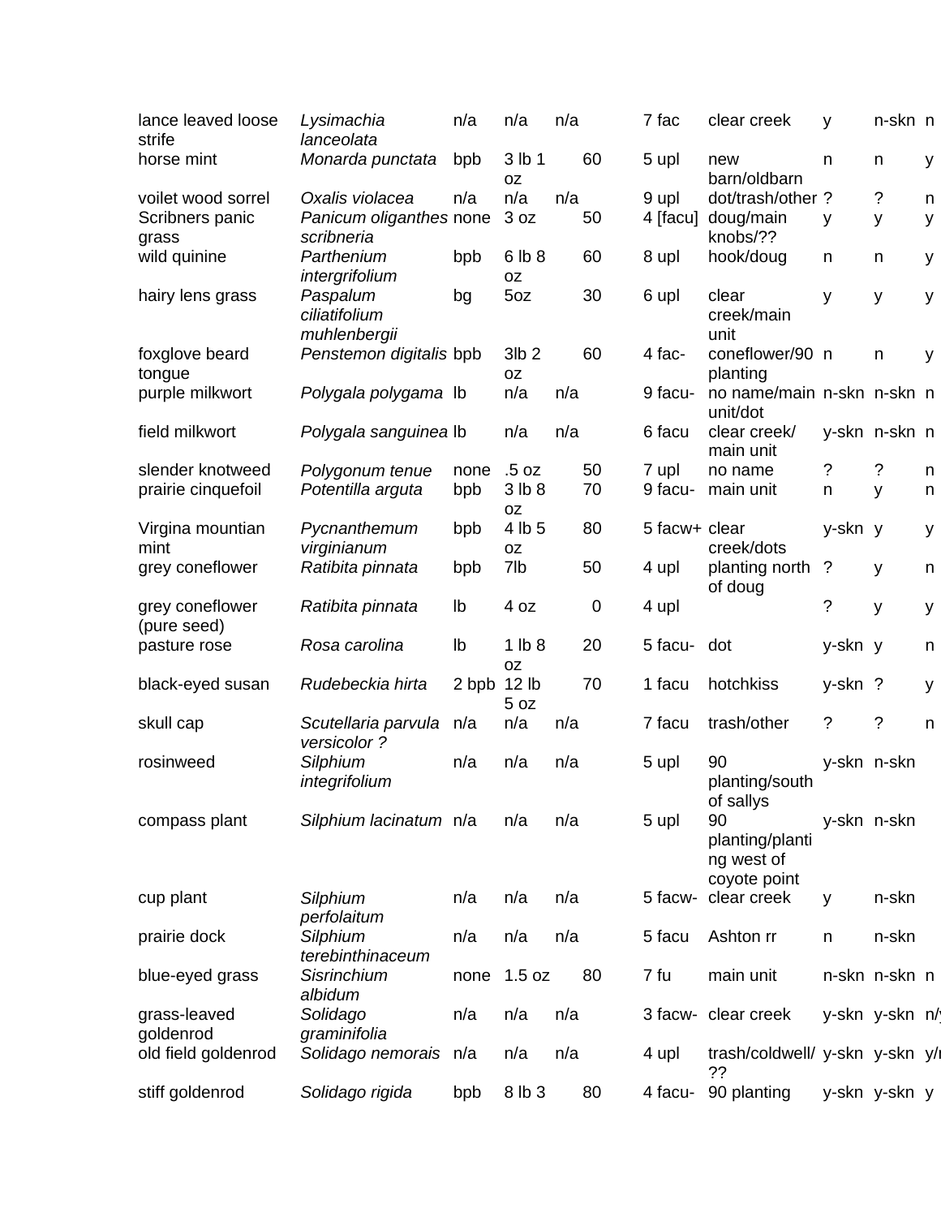| | | | | | | | | | |
|---|---|---|---|---|---|---|---|---|---|
| lance leaved loose strife | *Lysimachia lanceolata* | n/a | n/a | n/a | 7 fac | clear creek | y | n-skn | n |
| horse mint | *Monarda punctata* | bpb | 3 lb 1 oz | 60 | 5 upl | new barn/oldbarn | n | n | y |
| voilet wood sorrel | *Oxalis violacea* | n/a | n/a | n/a | 9 upl | dot/trash/other | ? | ? | n |
| Scribners panic grass | *Panicum oliganthes scribneria* | none | 3 oz | 50 | 4 [facu] | doug/main knobs/?? | y | y | y |
| wild quinine | *Parthenium intergrifolium* | bpb | 6 lb 8 oz | 60 | 8 upl | hook/doug | n | n | y |
| hairy lens grass | *Paspalum ciliatifolium muhlenbergii* | bg | 5oz | 30 | 6 upl | clear creek/main unit | y | y | y |
| foxglove beard tongue | *Penstemon digitalis* | bpb | 3lb 2 oz | 60 | 4 fac- | coneflower/90 planting | n | n | y |
| purple milkwort | *Polygala polygama* | lb | n/a | n/a | 9 facu- | no name/main unit/dot | n-skn | n-skn | n |
| field milkwort | *Polygala sanguinea* | lb | n/a | n/a | 6 facu | clear creek/ main unit | y-skn | n-skn | n |
| slender knotweed | *Polygonum tenue* | none | .5 oz | 50 | 7 upl | no name | ? | ? | n |
| prairie cinquefoil | *Potentilla arguta* | bpb | 3 lb 8 oz | 70 | 9 facu- | main unit | n | y | n |
| Virgina mountian mint | *Pycnanthemum virginianum* | bpb | 4 lb 5 oz | 80 | 5 facw+ | clear creek/dots | y-skn | y | y |
| grey coneflower | *Ratibita pinnata* | bpb | 7lb | 50 | 4 upl | planting north of doug | ? | y | n |
| grey coneflower (pure seed) | *Ratibita pinnata* | lb | 4 oz | 0 | 4 upl | | ? | y | y |
| pasture rose | *Rosa carolina* | lb | 1 lb 8 oz | 20 | 5 facu- | dot | y-skn | y | n |
| black-eyed susan | *Rudebeckia hirta* | 2 bpb | 12 lb 5 oz | 70 | 1 facu | hotchkiss | y-skn | ? | y |
| skull cap | *Scutellaria parvula versicolor ?* | n/a | n/a | n/a | 7 facu | trash/other | ? | ? | n |
| rosinweed | *Silphium integrifolium* | n/a | n/a | n/a | 5 upl | 90 planting/south of sallys | y-skn | n-skn | |
| compass plant | *Silphium lacinatum* | n/a | n/a | n/a | 5 upl | 90 planting/planting west of coyote point | y-skn | n-skn | |
| cup plant | *Silphium perfolaitum* | n/a | n/a | n/a | 5 facw- | clear creek | y | n-skn | |
| prairie dock | *Silphium terebinthinaceum* | n/a | n/a | n/a | 5 facu | Ashton rr | n | n-skn | |
| blue-eyed grass | *Sisrinchium albidum* | none | 1.5 oz | 80 | 7 fu | main unit | n-skn | n-skn | n |
| grass-leaved goldenrod | *Solidago graminifolia* | n/a | n/a | n/a | 3 facw- | clear creek | y-skn | y-skn | n/ |
| old field goldenrod | *Solidago nemorais* | n/a | n/a | n/a | 4 upl | trash/coldwell/ ?? | y-skn | y-skn | y/ |
| stiff goldenrod | *Solidago rigida* | bpb | 8 lb 3 | 80 | 4 facu- | 90 planting | y-skn | y-skn | y |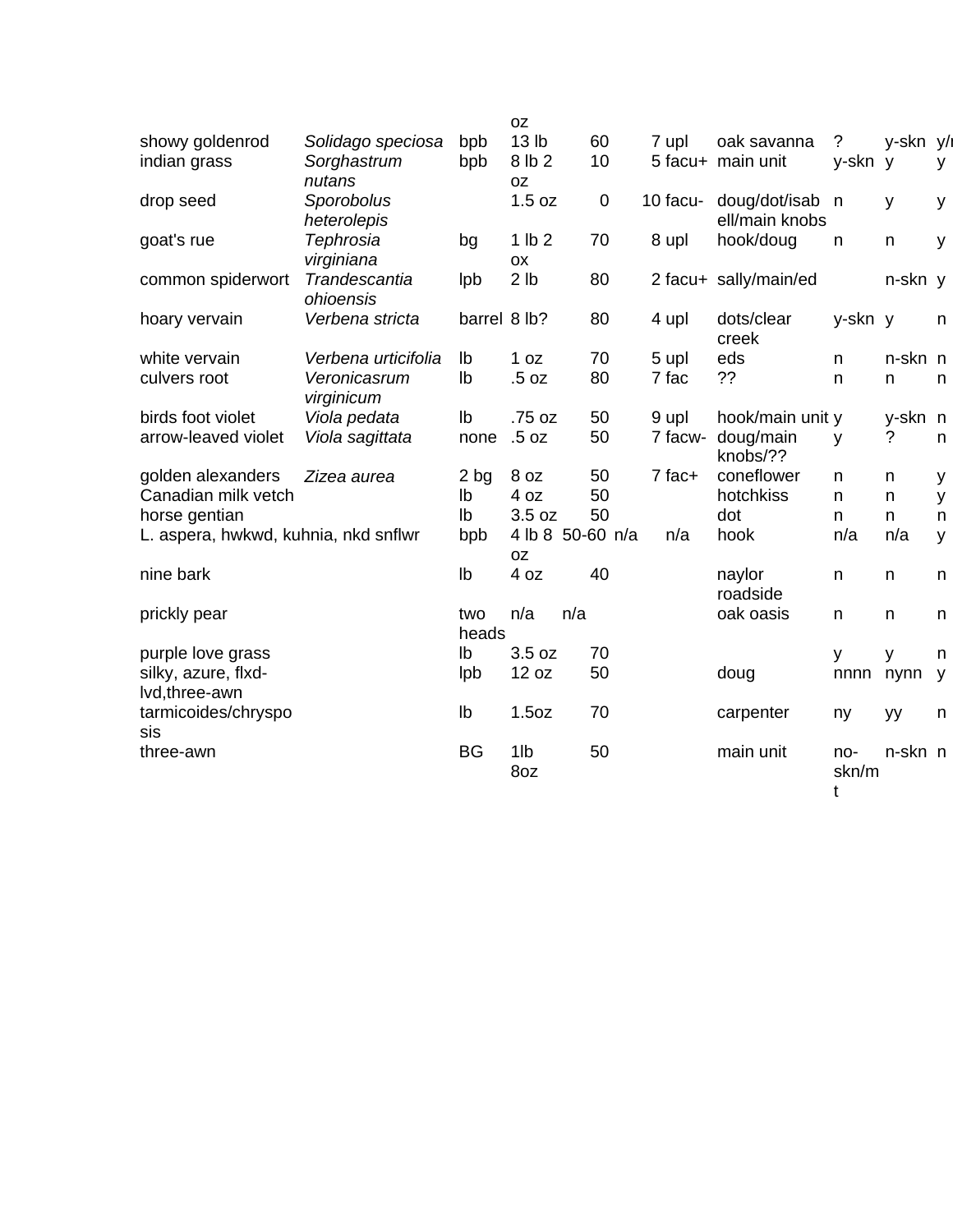| | | | | | | | | | | |
|---|---|---|---|---|---|---|---|---|---|---|
| | | | oz | | | | | | | |
| showy goldenrod | *Solidago speciosa* | bpb | 13 lb | 60 | 7 | upl | oak savanna | ? | y-skn | y/ |
| indian grass | *Sorghastrum nutans* | bpb | 8 lb 2 oz | 10 | 5 | facu+ | main unit | y-skn | y | y |
| drop seed | *Sporobolus heterolepis* | | 1.5 oz | 0 | 10 | facu- | doug/dot/isabell/main knobs | n | y | y |
| goat's rue | *Tephrosia virginiana* | bg | 1 lb 2 ox | 70 | 8 | upl | hook/doug | n | n | y |
| common spiderwort | *Trandescantia ohioensis* | lpb | 2 lb | 80 | 2 | facu+ | sally/main/ed | | n-skn | y |
| hoary vervain | *Verbena stricta* | barrel | 8 lb? | 80 | 4 | upl | dots/clear creek | y-skn | y | n |
| white vervain | *Verbena urticifolia* | lb | 1 oz | 70 | 5 | upl | eds | n | n-skn | n |
| culvers root | *Veronicasrum virginicum* | lb | .5 oz | 80 | 7 | fac | ?? | n | n | n |
| birds foot violet | *Viola pedata* | lb | .75 oz | 50 | 9 | upl | hook/main unit | y | y-skn | n |
| arrow-leaved violet | *Viola sagittata* | none | .5 oz | 50 | 7 | facw- | doug/main knobs/?? | y | ? | n |
| golden alexanders | *Zizea aurea* | 2 bg | 8 oz | 50 | 7 | fac+ | coneflower | n | n | y |
| Canadian milk vetch | | lb | 4 oz | 50 | | | hotchkiss | n | n | y |
| horse gentian | | lb | 3.5 oz | 50 | | | dot | n | n | n |
| L. aspera, hwkwd, kuhnia, nkd snflwr | | bpb | 4 lb 8 oz | 50-60 | n/a | n/a | hook | n/a | n/a | y |
| nine bark | | lb | 4 oz | 40 | | | naylor roadside | n | n | n |
| prickly pear | | two heads | n/a | n/a | | | oak oasis | n | n | n |
| purple love grass | | lb | 3.5 oz | 70 | | | | y | y | n |
| silky, azure, flxd-lvd,three-awn | | lpb | 12 oz | 50 | | | doug | nnnn | nynn | y |
| tarmicoides/chrysposis | | lb | 1.5oz | 70 | | | carpenter | ny | yy | n |
| three-awn | | BG | 1lb 8oz | 50 | | | main unit | no-skn/mt | n-skn | n |